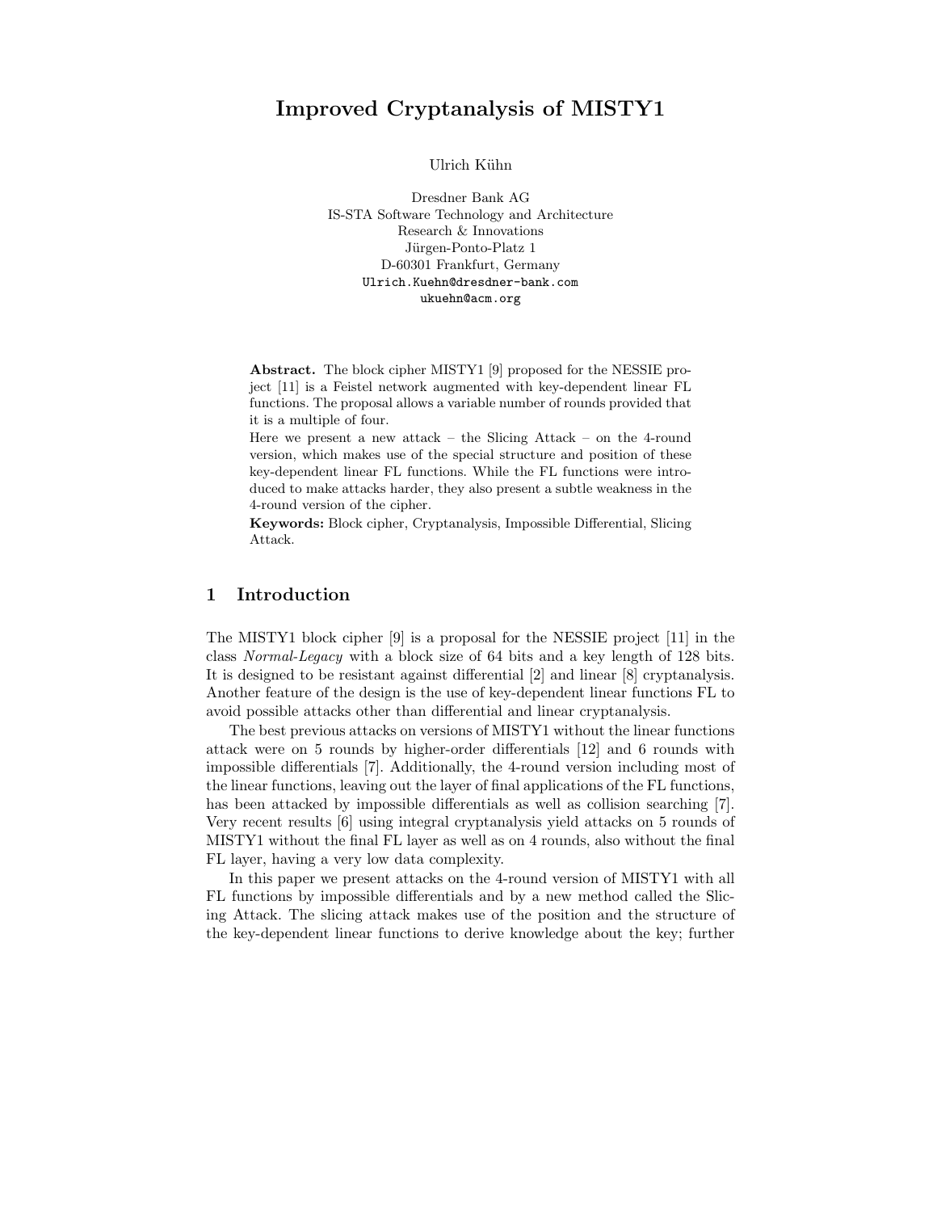# Improved Cryptanalysis of MISTY1

Ulrich Kühn

Dresdner Bank AG
IS-STA Software Technology and Architecture
Research & Innovations
Jürgen-Ponto-Platz 1
D-60301 Frankfurt, Germany
`Ulrich.Kuehn@dresdner-bank.com`
`ukuehn@acm.org`

**Abstract.** The block cipher MISTY1 [9] proposed for the NESSIE project [11] is a Feistel network augmented with key-dependent linear FL functions. The proposal allows a variable number of rounds provided that it is a multiple of four.
Here we present a new attack – the Slicing Attack – on the 4-round version, which makes use of the special structure and position of these key-dependent linear FL functions. While the FL functions were introduced to make attacks harder, they also present a subtle weakness in the 4-round version of the cipher.
**Keywords:** Block cipher, Cryptanalysis, Impossible Differential, Slicing Attack.

## 1 Introduction

The MISTY1 block cipher [9] is a proposal for the NESSIE project [11] in the class *Normal-Legacy* with a block size of 64 bits and a key length of 128 bits. It is designed to be resistant against differential [2] and linear [8] cryptanalysis. Another feature of the design is the use of key-dependent linear functions FL to avoid possible attacks other than differential and linear cryptanalysis.

The best previous attacks on versions of MISTY1 without the linear functions attack were on 5 rounds by higher-order differentials [12] and 6 rounds with impossible differentials [7]. Additionally, the 4-round version including most of the linear functions, leaving out the layer of final applications of the FL functions, has been attacked by impossible differentials as well as collision searching [7]. Very recent results [6] using integral cryptanalysis yield attacks on 5 rounds of MISTY1 without the final FL layer as well as on 4 rounds, also without the final FL layer, having a very low data complexity.

In this paper we present attacks on the 4-round version of MISTY1 with all FL functions by impossible differentials and by a new method called the Slicing Attack. The slicing attack makes use of the position and the structure of the key-dependent linear functions to derive knowledge about the key; further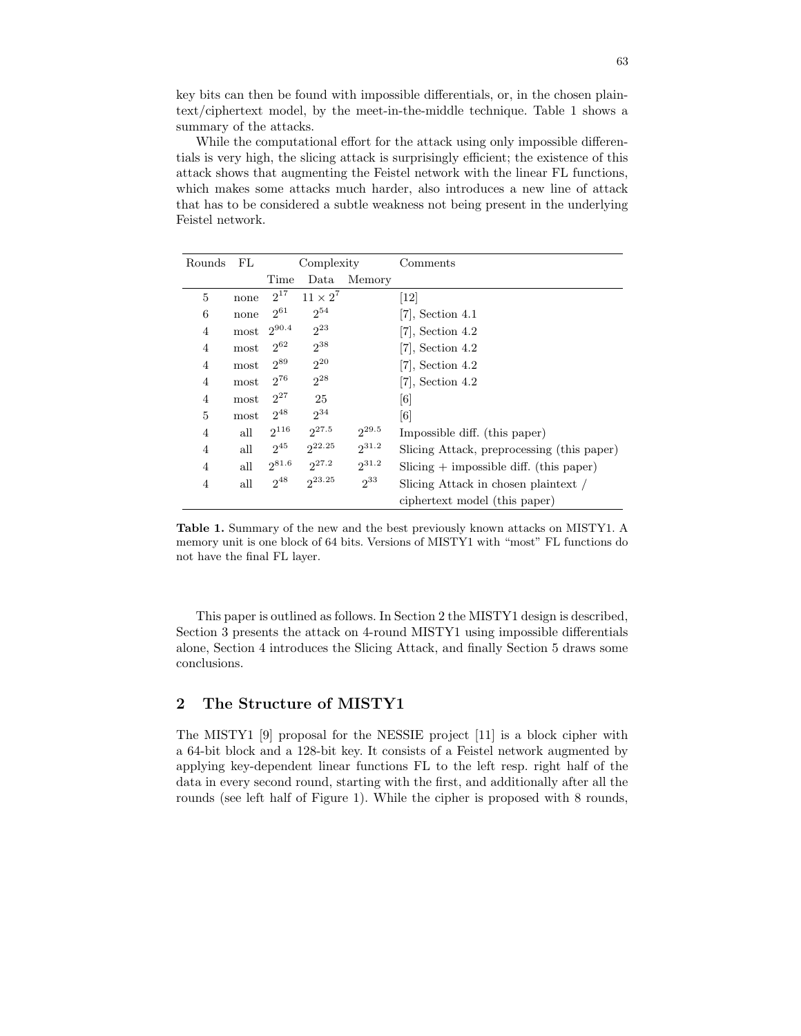key bits can then be found with impossible differentials, or, in the chosen plaintext/ciphertext model, by the meet-in-the-middle technique. Table 1 shows a summary of the attacks.

While the computational effort for the attack using only impossible differentials is very high, the slicing attack is surprisingly efficient; the existence of this attack shows that augmenting the Feistel network with the linear FL functions, which makes some attacks much harder, also introduces a new line of attack that has to be considered a subtle weakness not being present in the underlying Feistel network.

| Rounds | FL | Complexity | | | Comments |
|---|---|---|---|---|---|
| | | Time | Data | Memory | |
| 5 | none | $2^{17}$ | $11 \times 2^7$ | | [12] |
| 6 | none | $2^{61}$ | $2^{54}$ | | [7], Section 4.1 |
| 4 | most | $2^{90.4}$ | $2^{23}$ | | [7], Section 4.2 |
| 4 | most | $2^{62}$ | $2^{38}$ | | [7], Section 4.2 |
| 4 | most | $2^{89}$ | $2^{20}$ | | [7], Section 4.2 |
| 4 | most | $2^{76}$ | $2^{28}$ | | [7], Section 4.2 |
| 4 | most | $2^{27}$ | 25 | | [6] |
| 5 | most | $2^{48}$ | $2^{34}$ | | [6] |
| 4 | all | $2^{116}$ | $2^{27.5}$ | $2^{29.5}$ | Impossible diff. (this paper) |
| 4 | all | $2^{45}$ | $2^{22.25}$ | $2^{31.2}$ | Slicing Attack, preprocessing (this paper) |
| 4 | all | $2^{81.6}$ | $2^{27.2}$ | $2^{31.2}$ | Slicing + impossible diff. (this paper) |
| 4 | all | $2^{48}$ | $2^{23.25}$ | $2^{33}$ | Slicing Attack in chosen plaintext / ciphertext model (this paper) |

**Table 1.** Summary of the new and the best previously known attacks on MISTY1. A memory unit is one block of 64 bits. Versions of MISTY1 with "most" FL functions do not have the final FL layer.

This paper is outlined as follows. In Section 2 the MISTY1 design is described, Section 3 presents the attack on 4-round MISTY1 using impossible differentials alone, Section 4 introduces the Slicing Attack, and finally Section 5 draws some conclusions.

## 2 The Structure of MISTY1

The MISTY1 [9] proposal for the NESSIE project [11] is a block cipher with a 64-bit block and a 128-bit key. It consists of a Feistel network augmented by applying key-dependent linear functions FL to the left resp. right half of the data in every second round, starting with the first, and additionally after all the rounds (see left half of Figure 1). While the cipher is proposed with 8 rounds,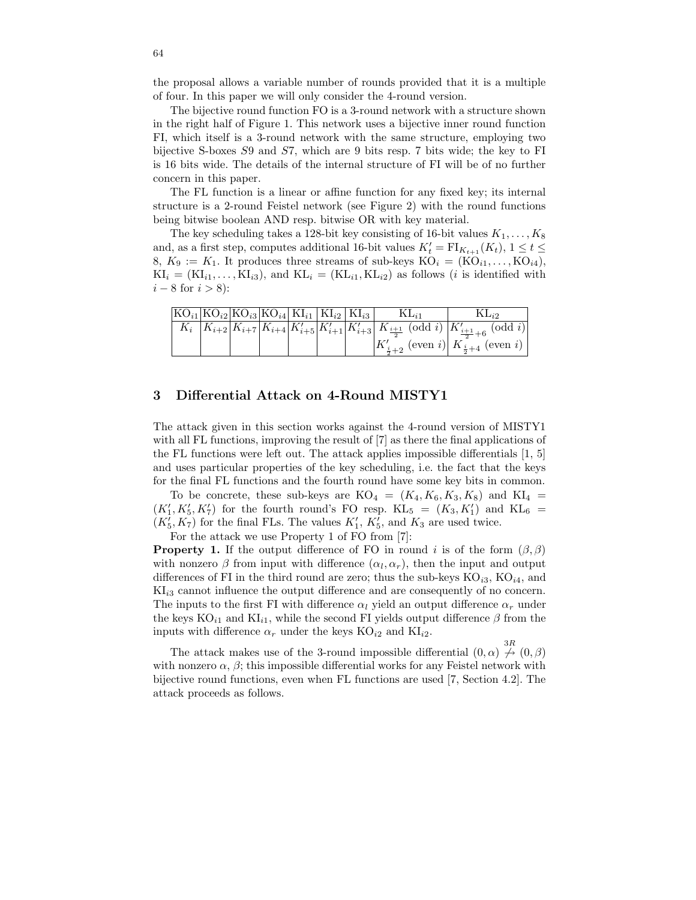the proposal allows a variable number of rounds provided that it is a multiple of four. In this paper we will only consider the 4-round version.

The bijective round function FO is a 3-round network with a structure shown in the right half of Figure 1. This network uses a bijective inner round function FI, which itself is a 3-round network with the same structure, employing two bijective S-boxes $S9$ and $S7$, which are 9 bits resp. 7 bits wide; the key to FI is 16 bits wide. The details of the internal structure of FI will be of no further concern in this paper.

The FL function is a linear or affine function for any fixed key; its internal structure is a 2-round Feistel network (see Figure 2) with the round functions being bitwise boolean AND resp. bitwise OR with key material.

The key scheduling takes a 128-bit key consisting of 16-bit values $K_1, \ldots, K_8$ and, as a first step, computes additional 16-bit values $K'_t = \mathrm{FI}_{K_{t+1}}(K_t)$, $1 \le t \le 8$, $K_9 := K_1$. It produces three streams of sub-keys $\mathrm{KO}_i = (\mathrm{KO}_{i1}, \ldots, \mathrm{KO}_{i4})$, $\mathrm{KI}_i = (\mathrm{KI}_{i1}, \ldots, \mathrm{KI}_{i3})$, and $\mathrm{KL}_i = (\mathrm{KL}_{i1}, \mathrm{KL}_{i2})$ as follows ($i$ is identified with $i-8$ for $i > 8$):

| $\mathrm{KO}_{i1}$ | $\mathrm{KO}_{i2}$ | $\mathrm{KO}_{i3}$ | $\mathrm{KO}_{i4}$ | $\mathrm{KI}_{i1}$ | $\mathrm{KI}_{i2}$ | $\mathrm{KI}_{i3}$ | $\mathrm{KL}_{i1}$ | $\mathrm{KL}_{i2}$ |
|---|---|---|---|---|---|---|---|---|
| $K_i$ | $K_{i+2}$ | $K_{i+7}$ | $K_{i+4}$ | $K'_{i+5}$ | $K'_{i+1}$ | $K'_{i+3}$ | $K_{\frac{i+1}{2}}$ (odd $i$) $K'_{\frac{i}{2}+2}$ (even $i$) | $K'_{\frac{i+1}{2}+6}$ (odd $i$) $K_{\frac{i}{2}+4}$ (even $i$) |

## 3 Differential Attack on 4-Round MISTY1

The attack given in this section works against the 4-round version of MISTY1 with all FL functions, improving the result of [7] as there the final applications of the FL functions were left out. The attack applies impossible differentials [1, 5] and uses particular properties of the key scheduling, i.e. the fact that the keys for the final FL functions and the fourth round have some key bits in common.

To be concrete, these sub-keys are $\mathrm{KO}_4 = (K_4, K_6, K_3, K_8)$ and $\mathrm{KI}_4 = (K'_1, K'_5, K'_7)$ for the fourth round's FO resp. $\mathrm{KL}_5 = (K_3, K'_1)$ and $\mathrm{KL}_6 = (K'_5, K_7)$ for the final FLs. The values $K'_1$, $K'_5$, and $K_3$ are used twice.

For the attack we use Property 1 of FO from [7]:

**Property 1.** If the output difference of FO in round $i$ is of the form $(\beta, \beta)$ with nonzero $\beta$ from input with difference $(\alpha_l, \alpha_r)$, then the input and output differences of FI in the third round are zero; thus the sub-keys $\mathrm{KO}_{i3}$, $\mathrm{KO}_{i4}$, and $\mathrm{KI}_{i3}$ cannot influence the output difference and are consequently of no concern. The inputs to the first FI with difference $\alpha_l$ yield an output difference $\alpha_r$ under the keys $\mathrm{KO}_{i1}$ and $\mathrm{KI}_{i1}$, while the second FI yields output difference $\beta$ from the inputs with difference $\alpha_r$ under the keys $\mathrm{KO}_{i2}$ and $\mathrm{KI}_{i2}$.

The attack makes use of the 3-round impossible differential $(0, \alpha) \overset{3R}{\not\to} (0, \beta)$ with nonzero $\alpha$, $\beta$; this impossible differential works for any Feistel network with bijective round functions, even when FL functions are used [7, Section 4.2]. The attack proceeds as follows.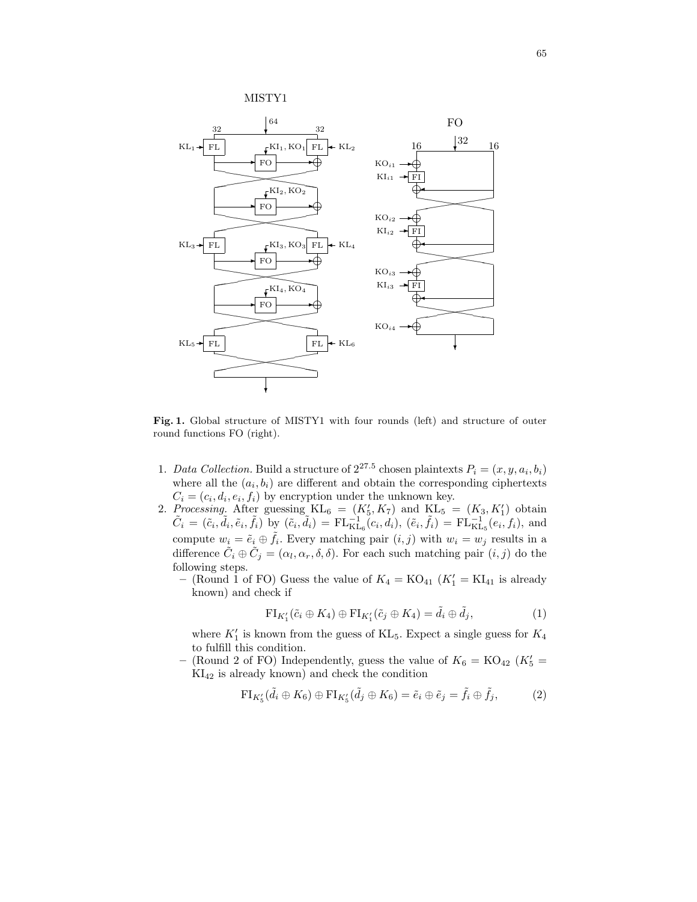MISTY1

FO

**Fig. 1.** Global structure of MISTY1 with four rounds (left) and structure of outer round functions FO (right).

1. *Data Collection.* Build a structure of $2^{27.5}$ chosen plaintexts $P_i = (x, y, a_i, b_i)$ where all the $(a_i, b_i)$ are different and obtain the corresponding ciphertexts $C_i = (c_i, d_i, e_i, f_i)$ by encryption under the unknown key.
2. *Processing.* After guessing $\mathrm{KL}_6 = (K'_5, K_7)$ and $\mathrm{KL}_5 = (K_3, K'_1)$ obtain $\tilde{C}_i = (\tilde{c}_i, \tilde{d}_i, \tilde{e}_i, \tilde{f}_i)$ by $(\tilde{c}_i, \tilde{d}_i) = \mathrm{FL}^{-1}_{\mathrm{KL}_6}(c_i, d_i)$, $(\tilde{e}_i, \tilde{f}_i) = \mathrm{FL}^{-1}_{\mathrm{KL}_5}(e_i, f_i)$, and compute $w_i = \tilde{e}_i \oplus \tilde{f}_i$. Every matching pair $(i, j)$ with $w_i = w_j$ results in a difference $\tilde{C}_i \oplus \tilde{C}_j = (\alpha_l, \alpha_r, \delta, \delta)$. For each such matching pair $(i, j)$ do the following steps.
   - (Round 1 of FO) Guess the value of $K_4 = \mathrm{KO}_{41}$ ($K'_1 = \mathrm{KI}_{41}$ is already known) and check if

     $$\mathrm{FI}_{K'_1}(\tilde{c}_i \oplus K_4) \oplus \mathrm{FI}_{K'_1}(\tilde{c}_j \oplus K_4) = \tilde{d}_i \oplus \tilde{d}_j, \qquad (1)$$

     where $K'_1$ is known from the guess of $\mathrm{KL}_5$. Expect a single guess for $K_4$ to fulfill this condition.
   - (Round 2 of FO) Independently, guess the value of $K_6 = \mathrm{KO}_{42}$ ($K'_5 = \mathrm{KI}_{42}$ is already known) and check the condition

     $$\mathrm{FI}_{K'_5}(\tilde{d}_i \oplus K_6) \oplus \mathrm{FI}_{K'_5}(\tilde{d}_j \oplus K_6) = \tilde{e}_i \oplus \tilde{e}_j = \tilde{f}_i \oplus \tilde{f}_j, \qquad (2)$$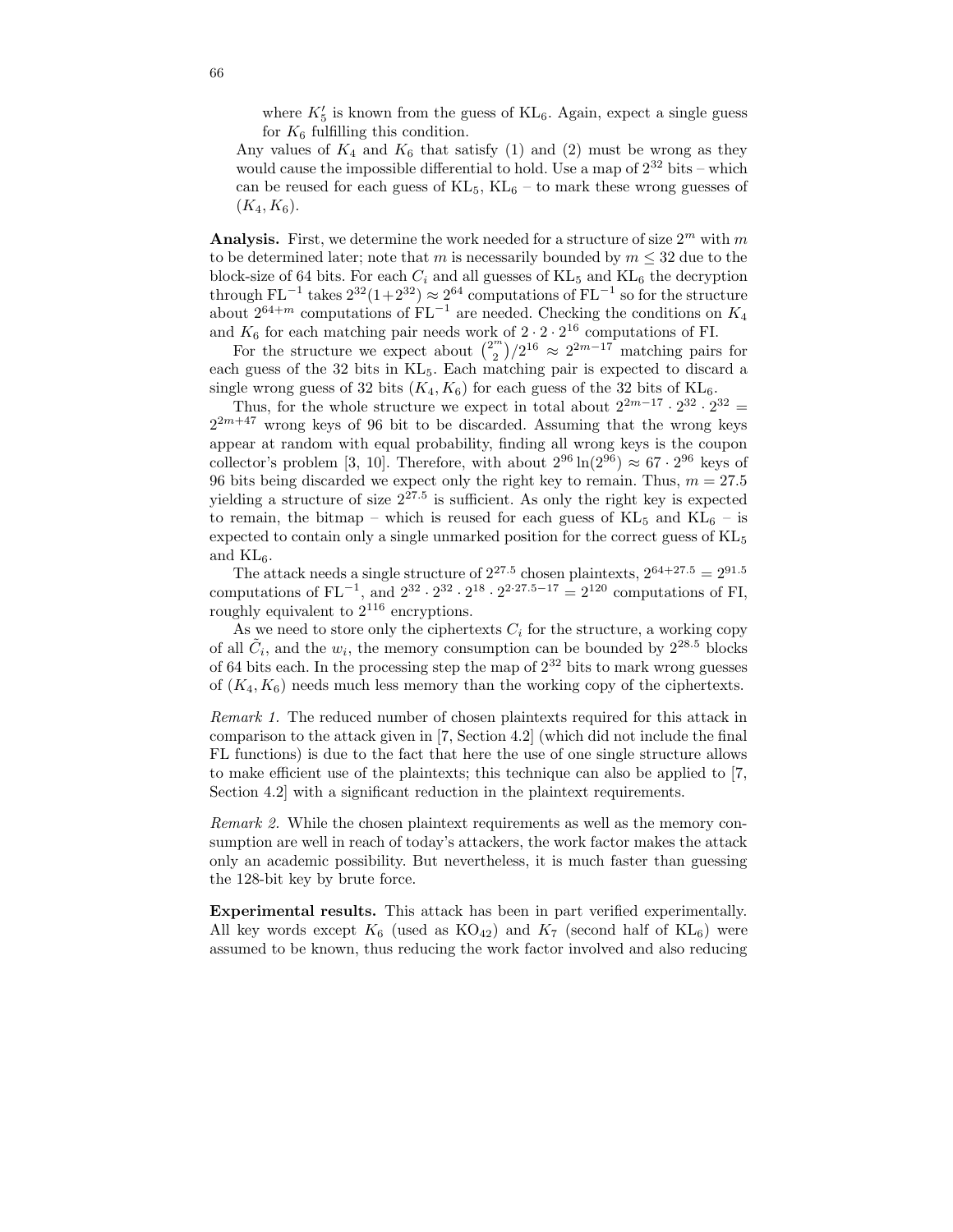where $K'_5$ is known from the guess of $\mathrm{KL}_6$. Again, expect a single guess for $K_6$ fulfilling this condition.

Any values of $K_4$ and $K_6$ that satisfy (1) and (2) must be wrong as they would cause the impossible differential to hold. Use a map of $2^{32}$ bits – which can be reused for each guess of $\mathrm{KL}_5$, $\mathrm{KL}_6$ – to mark these wrong guesses of $(K_4, K_6)$.

**Analysis.** First, we determine the work needed for a structure of size $2^m$ with $m$ to be determined later; note that $m$ is necessarily bounded by $m \leq 32$ due to the block-size of 64 bits. For each $C_i$ and all guesses of $\mathrm{KL}_5$ and $\mathrm{KL}_6$ the decryption through $\mathrm{FL}^{-1}$ takes $2^{32}(1+2^{32}) \approx 2^{64}$ computations of $\mathrm{FL}^{-1}$ so for the structure about $2^{64+m}$ computations of $\mathrm{FL}^{-1}$ are needed. Checking the conditions on $K_4$ and $K_6$ for each matching pair needs work of $2 \cdot 2 \cdot 2^{16}$ computations of FI.

For the structure we expect about $\binom{2^m}{2}/2^{16} \approx 2^{2m-17}$ matching pairs for each guess of the 32 bits in $\mathrm{KL}_5$. Each matching pair is expected to discard a single wrong guess of 32 bits $(K_4, K_6)$ for each guess of the 32 bits of $\mathrm{KL}_6$.

Thus, for the whole structure we expect in total about $2^{2m-17} \cdot 2^{32} \cdot 2^{32} = 2^{2m+47}$ wrong keys of 96 bit to be discarded. Assuming that the wrong keys appear at random with equal probability, finding all wrong keys is the coupon collector's problem [3, 10]. Therefore, with about $2^{96} \ln(2^{96}) \approx 67 \cdot 2^{96}$ keys of 96 bits being discarded we expect only the right key to remain. Thus, $m = 27.5$ yielding a structure of size $2^{27.5}$ is sufficient. As only the right key is expected to remain, the bitmap – which is reused for each guess of $\mathrm{KL}_5$ and $\mathrm{KL}_6$ – is expected to contain only a single unmarked position for the correct guess of $\mathrm{KL}_5$ and $\mathrm{KL}_6$.

The attack needs a single structure of $2^{27.5}$ chosen plaintexts, $2^{64+27.5} = 2^{91.5}$ computations of $\mathrm{FL}^{-1}$, and $2^{32} \cdot 2^{32} \cdot 2^{18} \cdot 2^{2 \cdot 27.5-17} = 2^{120}$ computations of FI, roughly equivalent to $2^{116}$ encryptions.

As we need to store only the ciphertexts $C_i$ for the structure, a working copy of all $\tilde{C}_i$, and the $w_i$, the memory consumption can be bounded by $2^{28.5}$ blocks of 64 bits each. In the processing step the map of $2^{32}$ bits to mark wrong guesses of $(K_4, K_6)$ needs much less memory than the working copy of the ciphertexts.

*Remark 1.* The reduced number of chosen plaintexts required for this attack in comparison to the attack given in [7, Section 4.2] (which did not include the final FL functions) is due to the fact that here the use of one single structure allows to make efficient use of the plaintexts; this technique can also be applied to [7, Section 4.2] with a significant reduction in the plaintext requirements.

*Remark 2.* While the chosen plaintext requirements as well as the memory consumption are well in reach of today's attackers, the work factor makes the attack only an academic possibility. But nevertheless, it is much faster than guessing the 128-bit key by brute force.

**Experimental results.** This attack has been in part verified experimentally. All key words except $K_6$ (used as $\mathrm{KO}_{42}$) and $K_7$ (second half of $\mathrm{KL}_6$) were assumed to be known, thus reducing the work factor involved and also reducing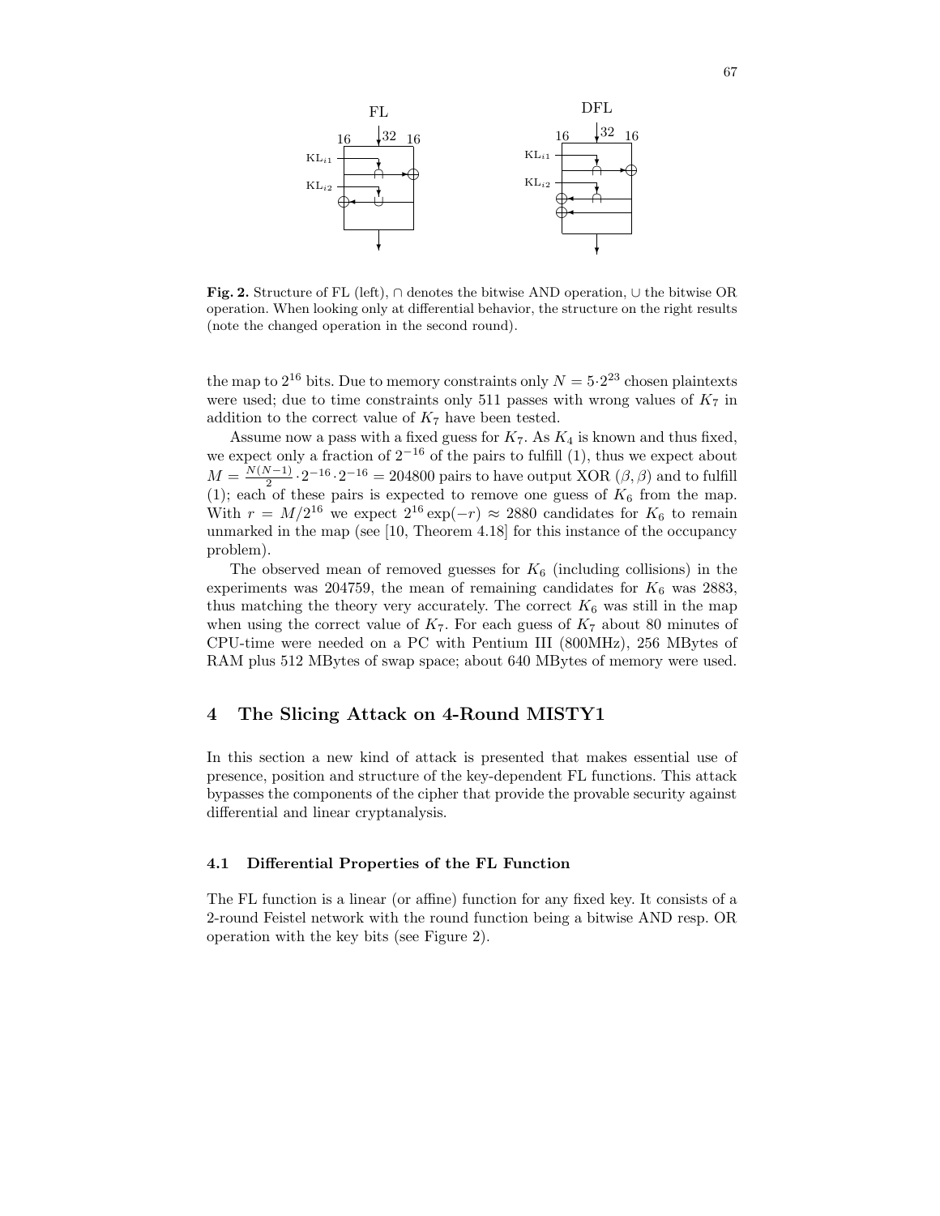FL

DFL

Fig. 2. Structure of FL (left), ∩ denotes the bitwise AND operation, ∪ the bitwise OR operation. When looking only at differential behavior, the structure on the right results (note the changed operation in the second round).

the map to $2^{16}$ bits. Due to memory constraints only $N = 5 \cdot 2^{23}$ chosen plaintexts were used; due to time constraints only 511 passes with wrong values of $K_7$ in addition to the correct value of $K_7$ have been tested.

Assume now a pass with a fixed guess for $K_7$. As $K_4$ is known and thus fixed, we expect only a fraction of $2^{-16}$ of the pairs to fulfill (1), thus we expect about $M = \frac{N(N-1)}{2} \cdot 2^{-16} \cdot 2^{-16} = 204800$ pairs to have output XOR $(\beta, \beta)$ and to fulfill (1); each of these pairs is expected to remove one guess of $K_6$ from the map. With $r = M/2^{16}$ we expect $2^{16} \exp(-r) \approx 2880$ candidates for $K_6$ to remain unmarked in the map (see [10, Theorem 4.18] for this instance of the occupancy problem).

The observed mean of removed guesses for $K_6$ (including collisions) in the experiments was 204759, the mean of remaining candidates for $K_6$ was 2883, thus matching the theory very accurately. The correct $K_6$ was still in the map when using the correct value of $K_7$. For each guess of $K_7$ about 80 minutes of CPU-time were needed on a PC with Pentium III (800MHz), 256 MBytes of RAM plus 512 MBytes of swap space; about 640 MBytes of memory were used.

## 4 The Slicing Attack on 4-Round MISTY1

In this section a new kind of attack is presented that makes essential use of presence, position and structure of the key-dependent FL functions. This attack bypasses the components of the cipher that provide the provable security against differential and linear cryptanalysis.

### 4.1 Differential Properties of the FL Function

The FL function is a linear (or affine) function for any fixed key. It consists of a 2-round Feistel network with the round function being a bitwise AND resp. OR operation with the key bits (see Figure 2).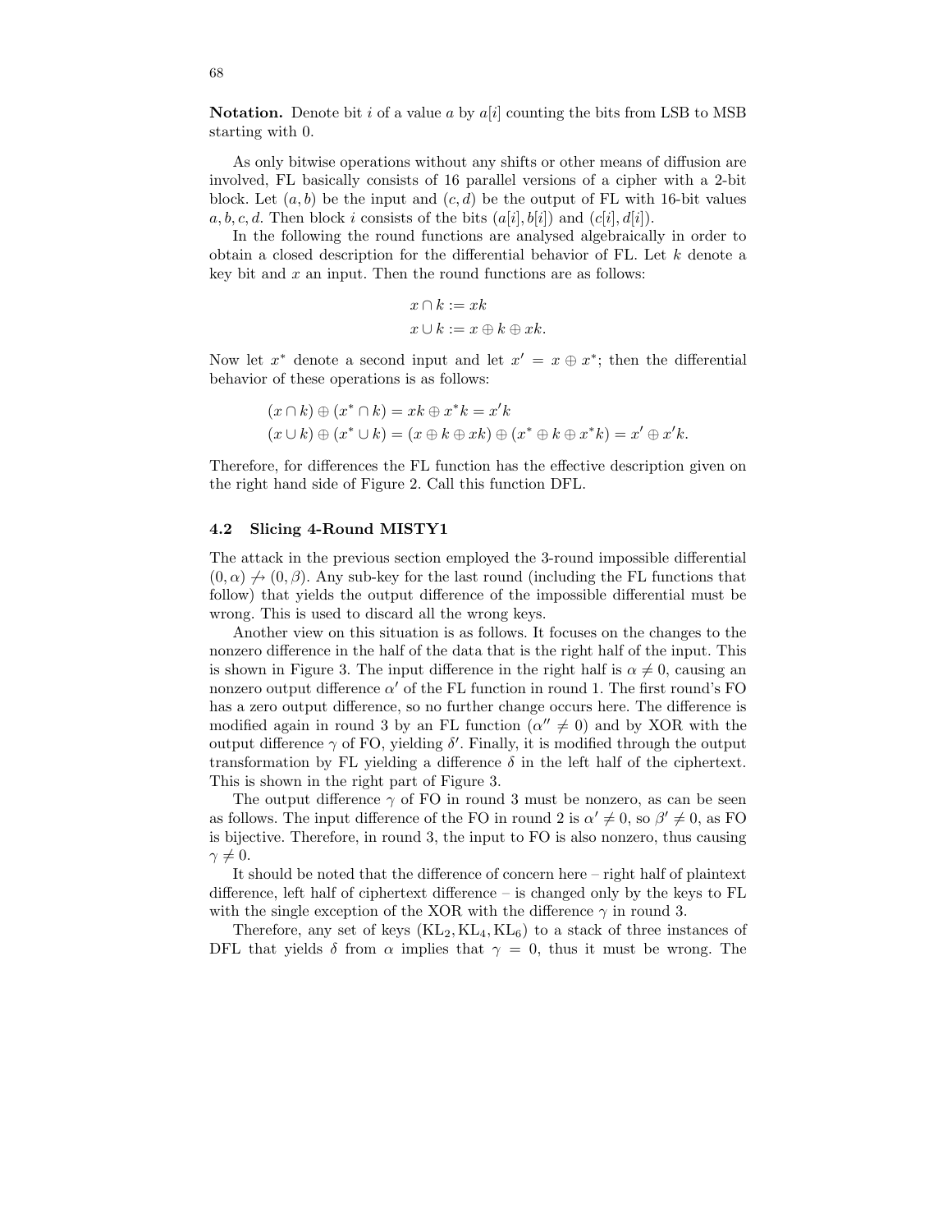**Notation.** Denote bit $i$ of a value $a$ by $a[i]$ counting the bits from LSB to MSB starting with 0.

As only bitwise operations without any shifts or other means of diffusion are involved, FL basically consists of 16 parallel versions of a cipher with a 2-bit block. Let $(a, b)$ be the input and $(c, d)$ be the output of FL with 16-bit values $a, b, c, d$. Then block $i$ consists of the bits $(a[i], b[i])$ and $(c[i], d[i])$.

In the following the round functions are analysed algebraically in order to obtain a closed description for the differential behavior of FL. Let $k$ denote a key bit and $x$ an input. Then the round functions are as follows:

$$x \cap k := xk$$
$$x \cup k := x \oplus k \oplus xk.$$

Now let $x^*$ denote a second input and let $x' = x \oplus x^*$; then the differential behavior of these operations is as follows:

$$(x \cap k) \oplus (x^* \cap k) = xk \oplus x^*k = x'k$$
$$(x \cup k) \oplus (x^* \cup k) = (x \oplus k \oplus xk) \oplus (x^* \oplus k \oplus x^*k) = x' \oplus x'k.$$

Therefore, for differences the FL function has the effective description given on the right hand side of Figure 2. Call this function DFL.

### 4.2 Slicing 4-Round MISTY1

The attack in the previous section employed the 3-round impossible differential $(0, \alpha) \not\to (0, \beta)$. Any sub-key for the last round (including the FL functions that follow) that yields the output difference of the impossible differential must be wrong. This is used to discard all the wrong keys.

Another view on this situation is as follows. It focuses on the changes to the nonzero difference in the half of the data that is the right half of the input. This is shown in Figure 3. The input difference in the right half is $\alpha \neq 0$, causing an nonzero output difference $\alpha'$ of the FL function in round 1. The first round's FO has a zero output difference, so no further change occurs here. The difference is modified again in round 3 by an FL function ($\alpha'' \neq 0$) and by XOR with the output difference $\gamma$ of FO, yielding $\delta'$. Finally, it is modified through the output transformation by FL yielding a difference $\delta$ in the left half of the ciphertext. This is shown in the right part of Figure 3.

The output difference $\gamma$ of FO in round 3 must be nonzero, as can be seen as follows. The input difference of the FO in round 2 is $\alpha' \neq 0$, so $\beta' \neq 0$, as FO is bijective. Therefore, in round 3, the input to FO is also nonzero, thus causing $\gamma \neq 0$.

It should be noted that the difference of concern here – right half of plaintext difference, left half of ciphertext difference – is changed only by the keys to FL with the single exception of the XOR with the difference $\gamma$ in round 3.

Therefore, any set of keys $(\mathrm{KL}_2, \mathrm{KL}_4, \mathrm{KL}_6)$ to a stack of three instances of DFL that yields $\delta$ from $\alpha$ implies that $\gamma = 0$, thus it must be wrong. The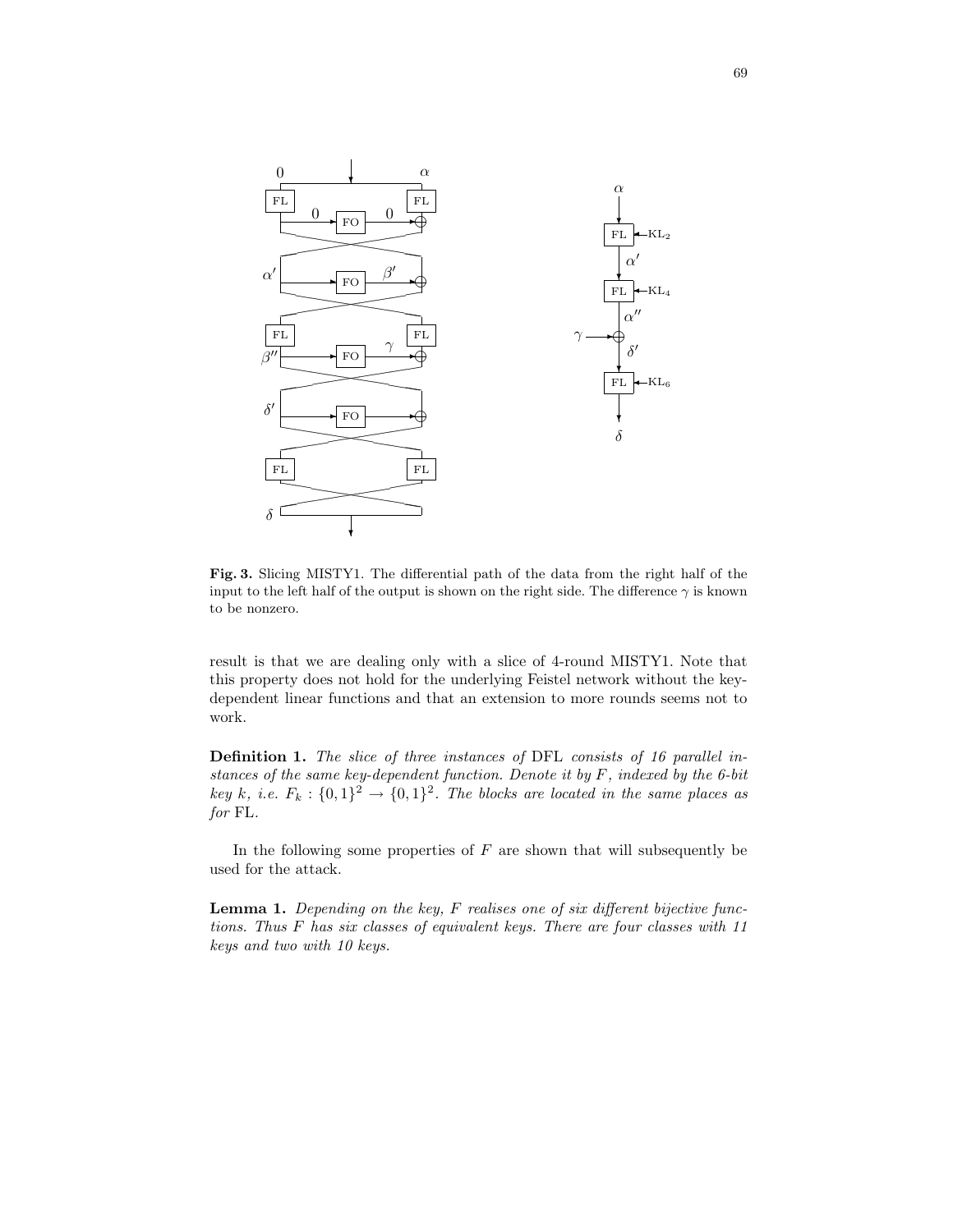0

α

FL

FL

0

FO

0

α′

FO

β′

FL

FL

β′′

FO

γ

δ′

FO

FL

FL

δ

α

FL ← $\mathrm{KL}_2$

α′

FL ← $\mathrm{KL}_4$

α′′

γ

δ′

FL ← $\mathrm{KL}_6$

δ

**Fig. 3.** Slicing MISTY1. The differential path of the data from the right half of the input to the left half of the output is shown on the right side. The difference $\gamma$ is known to be nonzero.

result is that we are dealing only with a slice of 4-round MISTY1. Note that this property does not hold for the underlying Feistel network without the key-dependent linear functions and that an extension to more rounds seems not to work.

**Definition 1.** *The slice of three instances of* DFL *consists of 16 parallel instances of the same key-dependent function. Denote it by $F$, indexed by the 6-bit key $k$, i.e. $F_k : \{0,1\}^2 \to \{0,1\}^2$. The blocks are located in the same places as for* FL.

In the following some properties of $F$ are shown that will subsequently be used for the attack.

**Lemma 1.** *Depending on the key, $F$ realises one of six different bijective functions. Thus $F$ has six classes of equivalent keys. There are four classes with 11 keys and two with 10 keys.*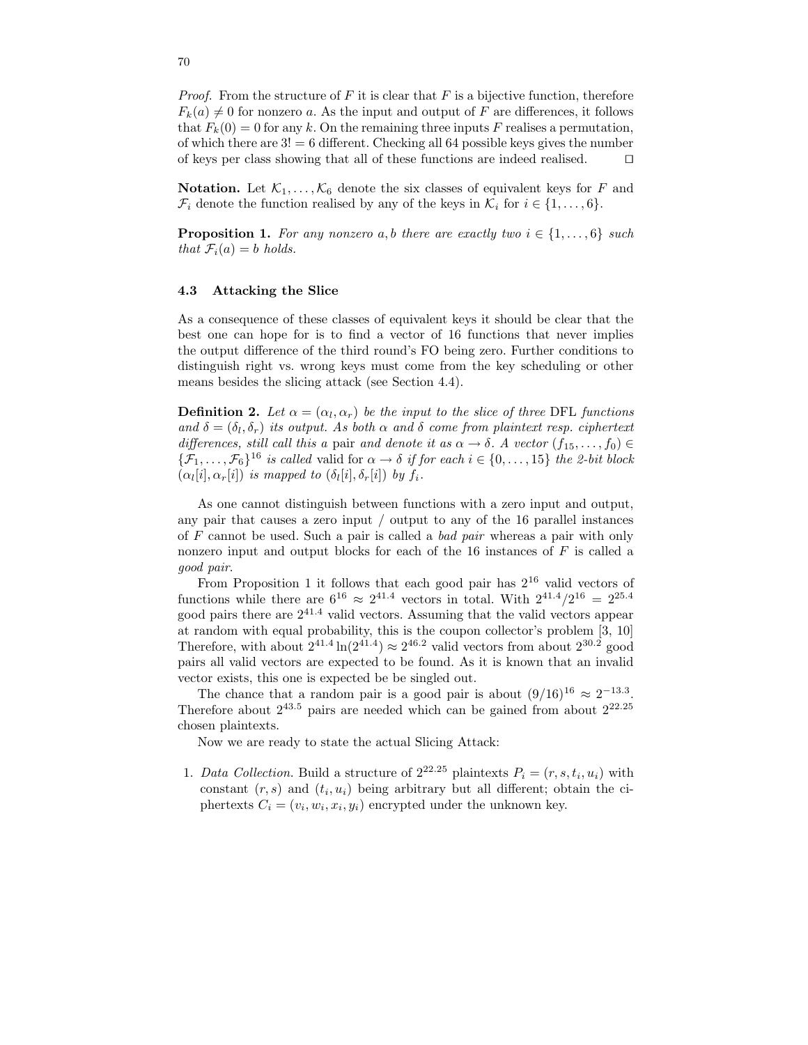*Proof.* From the structure of $F$ it is clear that $F$ is a bijective function, therefore $F_k(a) \neq 0$ for nonzero $a$. As the input and output of $F$ are differences, it follows that $F_k(0) = 0$ for any $k$. On the remaining three inputs $F$ realises a permutation, of which there are $3! = 6$ different. Checking all 64 possible keys gives the number of keys per class showing that all of these functions are indeed realised. □

**Notation.** Let $\mathcal{K}_1, \ldots, \mathcal{K}_6$ denote the six classes of equivalent keys for $F$ and $\mathcal{F}_i$ denote the function realised by any of the keys in $\mathcal{K}_i$ for $i \in \{1, \ldots, 6\}$.

**Proposition 1.** *For any nonzero $a, b$ there are exactly two $i \in \{1, \ldots, 6\}$ such that $\mathcal{F}_i(a) = b$ holds.*

### 4.3 Attacking the Slice

As a consequence of these classes of equivalent keys it should be clear that the best one can hope for is to find a vector of 16 functions that never implies the output difference of the third round's FO being zero. Further conditions to distinguish right vs. wrong keys must come from the key scheduling or other means besides the slicing attack (see Section 4.4).

**Definition 2.** *Let $\alpha = (\alpha_l, \alpha_r)$ be the input to the slice of three* DFL *functions and $\delta = (\delta_l, \delta_r)$ its output. As both $\alpha$ and $\delta$ come from plaintext resp. ciphertext differences, still call this a* pair *and denote it as $\alpha \to \delta$. A vector $(f_{15}, \ldots, f_0) \in \{\mathcal{F}_1, \ldots, \mathcal{F}_6\}^{16}$ is called* valid for $\alpha \to \delta$ *if for each $i \in \{0, \ldots, 15\}$ the 2-bit block $(\alpha_l[i], \alpha_r[i])$ is mapped to $(\delta_l[i], \delta_r[i])$ by $f_i$.*

As one cannot distinguish between functions with a zero input and output, any pair that causes a zero input / output to any of the 16 parallel instances of $F$ cannot be used. Such a pair is called a *bad pair* whereas a pair with only nonzero input and output blocks for each of the 16 instances of $F$ is called a *good pair*.

From Proposition 1 it follows that each good pair has $2^{16}$ valid vectors of functions while there are $6^{16} \approx 2^{41.4}$ vectors in total. With $2^{41.4}/2^{16} = 2^{25.4}$ good pairs there are $2^{41.4}$ valid vectors. Assuming that the valid vectors appear at random with equal probability, this is the coupon collector's problem [3, 10] Therefore, with about $2^{41.4} \ln(2^{41.4}) \approx 2^{46.2}$ valid vectors from about $2^{30.2}$ good pairs all valid vectors are expected to be found. As it is known that an invalid vector exists, this one is expected be be singled out.

The chance that a random pair is a good pair is about $(9/16)^{16} \approx 2^{-13.3}$. Therefore about $2^{43.5}$ pairs are needed which can be gained from about $2^{22.25}$ chosen plaintexts.

Now we are ready to state the actual Slicing Attack:

1. *Data Collection.* Build a structure of $2^{22.25}$ plaintexts $P_i = (r, s, t_i, u_i)$ with constant $(r, s)$ and $(t_i, u_i)$ being arbitrary but all different; obtain the ciphertexts $C_i = (v_i, w_i, x_i, y_i)$ encrypted under the unknown key.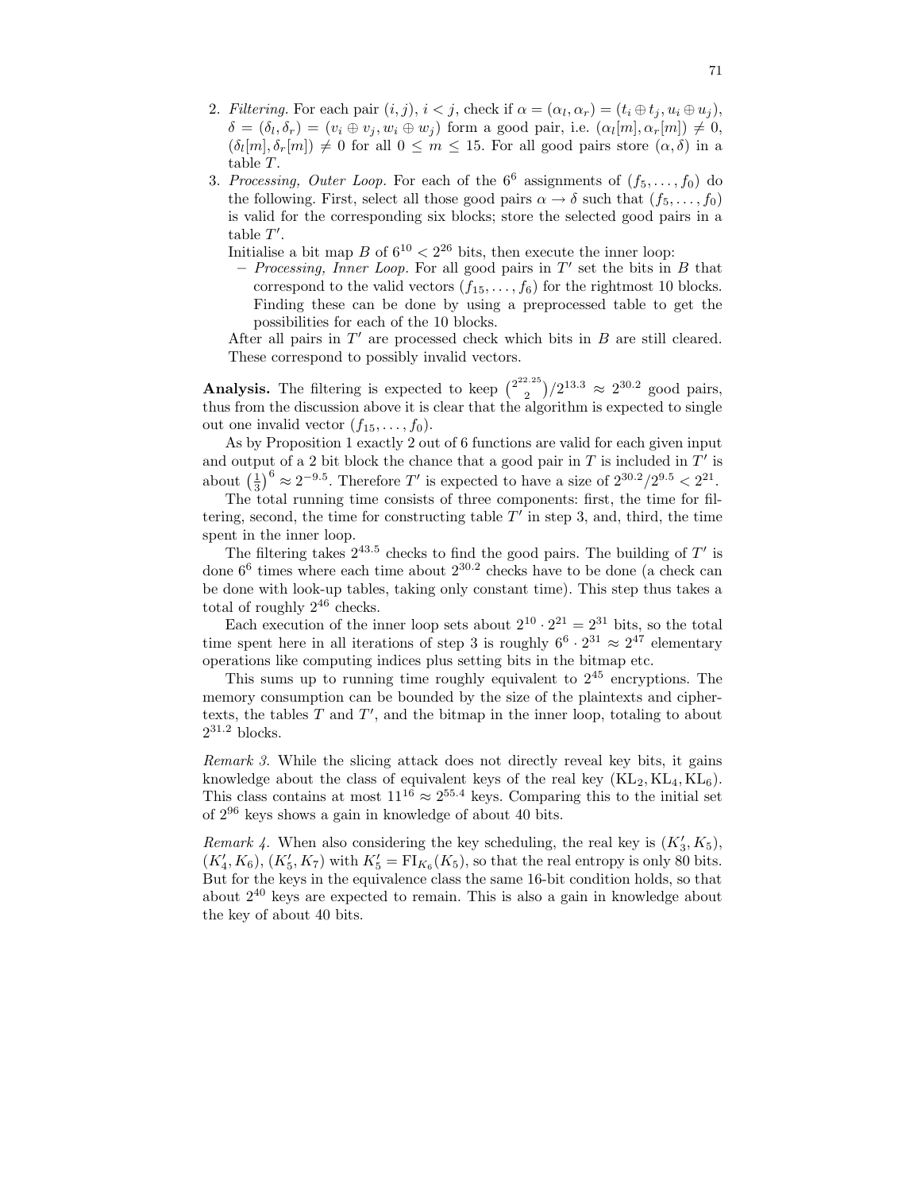2. *Filtering.* For each pair $(i, j)$, $i < j$, check if $\alpha = (\alpha_l, \alpha_r) = (t_i \oplus t_j, u_i \oplus u_j)$, $\delta = (\delta_l, \delta_r) = (v_i \oplus v_j, w_i \oplus w_j)$ form a good pair, i.e. $(\alpha_l[m], \alpha_r[m]) \neq 0$, $(\delta_l[m], \delta_r[m]) \neq 0$ for all $0 \leq m \leq 15$. For all good pairs store $(\alpha, \delta)$ in a table $T$.
3. *Processing, Outer Loop.* For each of the $6^6$ assignments of $(f_5, \ldots, f_0)$ do the following. First, select all those good pairs $\alpha \to \delta$ such that $(f_5, \ldots, f_0)$ is valid for the corresponding six blocks; store the selected good pairs in a table $T'$.

   Initialise a bit map $B$ of $6^{10} < 2^{26}$ bits, then execute the inner loop:
   - *Processing, Inner Loop.* For all good pairs in $T'$ set the bits in $B$ that correspond to the valid vectors $(f_{15}, \ldots, f_6)$ for the rightmost 10 blocks. Finding these can be done by using a preprocessed table to get the possibilities for each of the 10 blocks.

   After all pairs in $T'$ are processed check which bits in $B$ are still cleared. These correspond to possibly invalid vectors.

**Analysis.** The filtering is expected to keep $\binom{2^{22.25}}{2}/2^{13.3} \approx 2^{30.2}$ good pairs, thus from the discussion above it is clear that the algorithm is expected to single out one invalid vector $(f_{15}, \ldots, f_0)$.

As by Proposition 1 exactly 2 out of 6 functions are valid for each given input and output of a 2 bit block the chance that a good pair in $T$ is included in $T'$ is about $\left(\frac{1}{3}\right)^6 \approx 2^{-9.5}$. Therefore $T'$ is expected to have a size of $2^{30.2}/2^{9.5} < 2^{21}$.

The total running time consists of three components: first, the time for filtering, second, the time for constructing table $T'$ in step 3, and, third, the time spent in the inner loop.

The filtering takes $2^{43.5}$ checks to find the good pairs. The building of $T'$ is done $6^6$ times where each time about $2^{30.2}$ checks have to be done (a check can be done with look-up tables, taking only constant time). This step thus takes a total of roughly $2^{46}$ checks.

Each execution of the inner loop sets about $2^{10} \cdot 2^{21} = 2^{31}$ bits, so the total time spent here in all iterations of step 3 is roughly $6^6 \cdot 2^{31} \approx 2^{47}$ elementary operations like computing indices plus setting bits in the bitmap etc.

This sums up to running time roughly equivalent to $2^{45}$ encryptions. The memory consumption can be bounded by the size of the plaintexts and ciphertexts, the tables $T$ and $T'$, and the bitmap in the inner loop, totaling to about $2^{31.2}$ blocks.

*Remark 3.* While the slicing attack does not directly reveal key bits, it gains knowledge about the class of equivalent keys of the real key $(\mathrm{KL}_2, \mathrm{KL}_4, \mathrm{KL}_6)$. This class contains at most $11^{16} \approx 2^{55.4}$ keys. Comparing this to the initial set of $2^{96}$ keys shows a gain in knowledge of about 40 bits.

*Remark 4.* When also considering the key scheduling, the real key is $(K_3', K_5)$, $(K_4', K_6)$, $(K_5', K_7)$ with $K_5' = \mathrm{FI}_{K_6}(K_5)$, so that the real entropy is only 80 bits. But for the keys in the equivalence class the same 16-bit condition holds, so that about $2^{40}$ keys are expected to remain. This is also a gain in knowledge about the key of about 40 bits.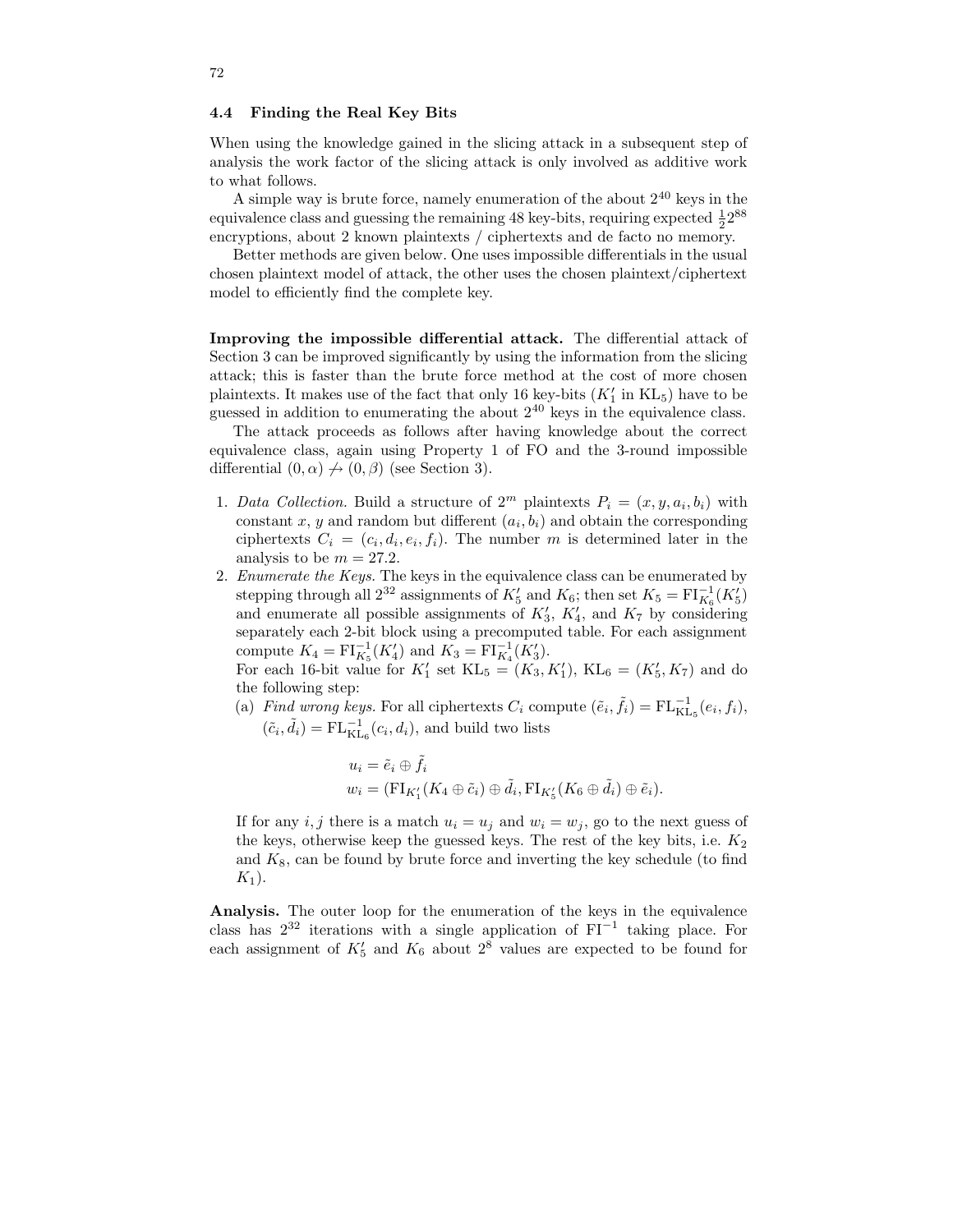### 4.4 Finding the Real Key Bits

When using the knowledge gained in the slicing attack in a subsequent step of analysis the work factor of the slicing attack is only involved as additive work to what follows.

A simple way is brute force, namely enumeration of the about $2^{40}$ keys in the equivalence class and guessing the remaining 48 key-bits, requiring expected $\frac{1}{2}2^{88}$ encryptions, about 2 known plaintexts / ciphertexts and de facto no memory.

Better methods are given below. One uses impossible differentials in the usual chosen plaintext model of attack, the other uses the chosen plaintext/ciphertext model to efficiently find the complete key.

**Improving the impossible differential attack.** The differential attack of Section 3 can be improved significantly by using the information from the slicing attack; this is faster than the brute force method at the cost of more chosen plaintexts. It makes use of the fact that only 16 key-bits ($K_1'$ in $\mathrm{KL}_5$) have to be guessed in addition to enumerating the about $2^{40}$ keys in the equivalence class.

The attack proceeds as follows after having knowledge about the correct equivalence class, again using Property 1 of FO and the 3-round impossible differential $(0, \alpha) \not\to (0, \beta)$ (see Section 3).

1. *Data Collection.* Build a structure of $2^m$ plaintexts $P_i = (x, y, a_i, b_i)$ with constant $x$, $y$ and random but different $(a_i, b_i)$ and obtain the corresponding ciphertexts $C_i = (c_i, d_i, e_i, f_i)$. The number $m$ is determined later in the analysis to be $m = 27.2$.
2. *Enumerate the Keys.* The keys in the equivalence class can be enumerated by stepping through all $2^{32}$ assignments of $K_5'$ and $K_6$; then set $K_5 = \mathrm{FI}^{-1}_{K_6}(K_5')$ and enumerate all possible assignments of $K_3'$, $K_4'$, and $K_7$ by considering separately each 2-bit block using a precomputed table. For each assignment compute $K_4 = \mathrm{FI}^{-1}_{K_5}(K_4')$ and $K_3 = \mathrm{FI}^{-1}_{K_4}(K_3')$.
   For each 16-bit value for $K_1'$ set $\mathrm{KL}_5 = (K_3, K_1')$, $\mathrm{KL}_6 = (K_5', K_7)$ and do the following step:
   (a) *Find wrong keys.* For all ciphertexts $C_i$ compute $(\tilde{e}_i, \tilde{f}_i) = \mathrm{FL}^{-1}_{\mathrm{KL}_5}(e_i, f_i)$, $(\tilde{c}_i, \tilde{d}_i) = \mathrm{FL}^{-1}_{\mathrm{KL}_6}(c_i, d_i)$, and build two lists

$$
\begin{aligned}
u_i &= \tilde{e}_i \oplus \tilde{f}_i \\
w_i &= (\mathrm{FI}_{K_1'}(K_4 \oplus \tilde{c}_i) \oplus \tilde{d}_i, \mathrm{FI}_{K_5'}(K_6 \oplus \tilde{d}_i) \oplus \tilde{e}_i).
\end{aligned}
$$

   If for any $i, j$ there is a match $u_i = u_j$ and $w_i = w_j$, go to the next guess of the keys, otherwise keep the guessed keys. The rest of the key bits, i.e. $K_2$ and $K_8$, can be found by brute force and inverting the key schedule (to find $K_1$).

**Analysis.** The outer loop for the enumeration of the keys in the equivalence class has $2^{32}$ iterations with a single application of $\mathrm{FI}^{-1}$ taking place. For each assignment of $K_5'$ and $K_6$ about $2^8$ values are expected to be found for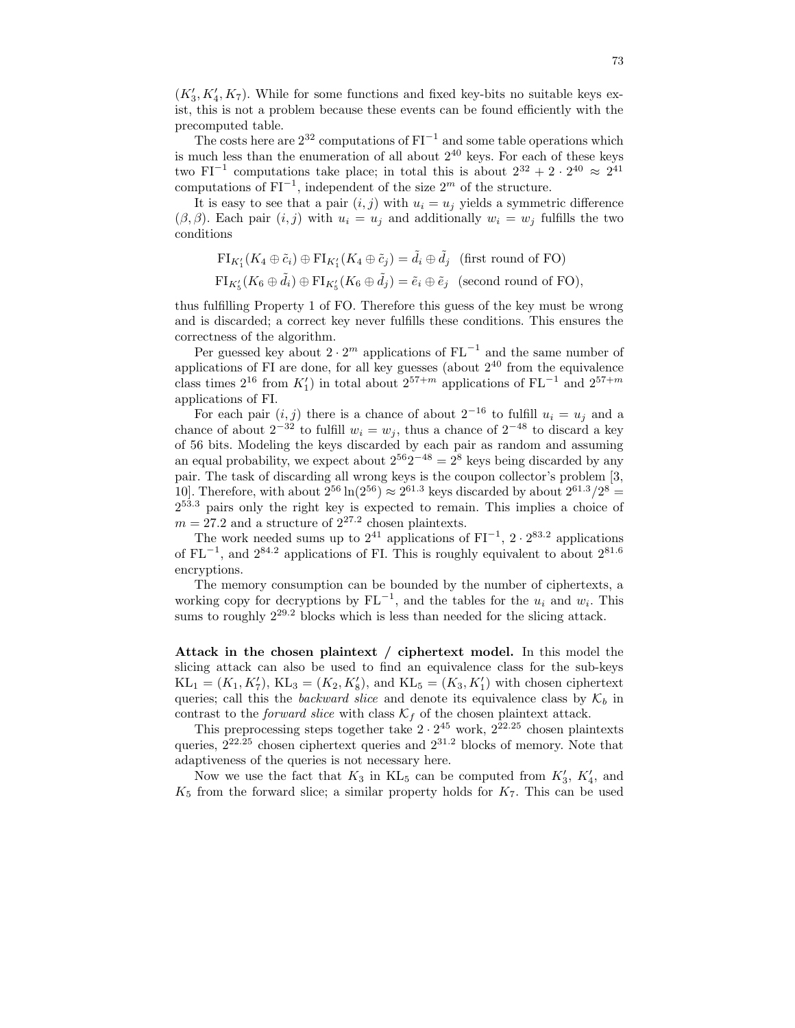$(K'_3, K'_4, K_7)$. While for some functions and fixed key-bits no suitable keys exist, this is not a problem because these events can be found efficiently with the precomputed table.

The costs here are $2^{32}$ computations of $\mathrm{FI}^{-1}$ and some table operations which is much less than the enumeration of all about $2^{40}$ keys. For each of these keys two $\mathrm{FI}^{-1}$ computations take place; in total this is about $2^{32} + 2 \cdot 2^{40} \approx 2^{41}$ computations of $\mathrm{FI}^{-1}$, independent of the size $2^m$ of the structure.

It is easy to see that a pair $(i, j)$ with $u_i = u_j$ yields a symmetric difference $(\beta, \beta)$. Each pair $(i, j)$ with $u_i = u_j$ and additionally $w_i = w_j$ fulfills the two conditions

$$\mathrm{FI}_{K'_1}(K_4 \oplus \tilde{c}_i) \oplus \mathrm{FI}_{K'_1}(K_4 \oplus \tilde{c}_j) = \tilde{d}_i \oplus \tilde{d}_j \quad \text{(first round of FO)}$$
$$\mathrm{FI}_{K'_5}(K_6 \oplus \tilde{d}_i) \oplus \mathrm{FI}_{K'_5}(K_6 \oplus \tilde{d}_j) = \tilde{e}_i \oplus \tilde{e}_j \quad \text{(second round of FO)},$$

thus fulfilling Property 1 of FO. Therefore this guess of the key must be wrong and is discarded; a correct key never fulfills these conditions. This ensures the correctness of the algorithm.

Per guessed key about $2 \cdot 2^m$ applications of $\mathrm{FL}^{-1}$ and the same number of applications of FI are done, for all key guesses (about $2^{40}$ from the equivalence class times $2^{16}$ from $K'_1$) in total about $2^{57+m}$ applications of $\mathrm{FL}^{-1}$ and $2^{57+m}$ applications of FI.

For each pair $(i, j)$ there is a chance of about $2^{-16}$ to fulfill $u_i = u_j$ and a chance of about $2^{-32}$ to fulfill $w_i = w_j$, thus a chance of $2^{-48}$ to discard a key of 56 bits. Modeling the keys discarded by each pair as random and assuming an equal probability, we expect about $2^{56}2^{-48} = 2^8$ keys being discarded by any pair. The task of discarding all wrong keys is the coupon collector's problem [3, 10]. Therefore, with about $2^{56}\ln(2^{56}) \approx 2^{61.3}$ keys discarded by about $2^{61.3}/2^8 = 2^{53.3}$ pairs only the right key is expected to remain. This implies a choice of $m = 27.2$ and a structure of $2^{27.2}$ chosen plaintexts.

The work needed sums up to $2^{41}$ applications of $\mathrm{FI}^{-1}$, $2 \cdot 2^{83.2}$ applications of $\mathrm{FL}^{-1}$, and $2^{84.2}$ applications of FI. This is roughly equivalent to about $2^{81.6}$ encryptions.

The memory consumption can be bounded by the number of ciphertexts, a working copy for decryptions by $\mathrm{FL}^{-1}$, and the tables for the $u_i$ and $w_i$. This sums to roughly $2^{29.2}$ blocks which is less than needed for the slicing attack.

**Attack in the chosen plaintext / ciphertext model.** In this model the slicing attack can also be used to find an equivalence class for the sub-keys $\mathrm{KL}_1 = (K_1, K'_7)$, $\mathrm{KL}_3 = (K_2, K'_8)$, and $\mathrm{KL}_5 = (K_3, K'_1)$ with chosen ciphertext queries; call this the *backward slice* and denote its equivalence class by $\mathcal{K}_b$ in contrast to the *forward slice* with class $\mathcal{K}_f$ of the chosen plaintext attack.

This preprocessing steps together take $2 \cdot 2^{45}$ work, $2^{22.25}$ chosen plaintexts queries, $2^{22.25}$ chosen ciphertext queries and $2^{31.2}$ blocks of memory. Note that adaptiveness of the queries is not necessary here.

Now we use the fact that $K_3$ in $\mathrm{KL}_5$ can be computed from $K'_3$, $K'_4$, and $K_5$ from the forward slice; a similar property holds for $K_7$. This can be used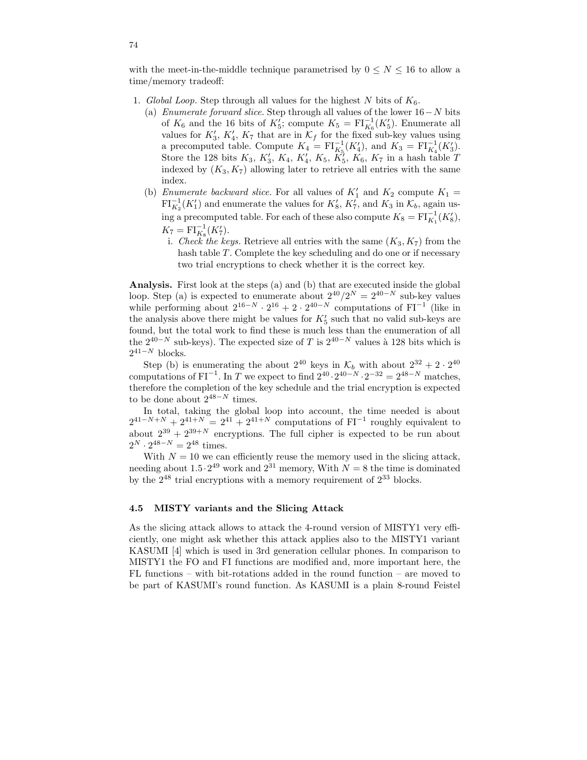with the meet-in-the-middle technique parametrised by $0 \leq N \leq 16$ to allow a time/memory tradeoff:

1. *Global Loop.* Step through all values for the highest $N$ bits of $K_6$.
   (a) *Enumerate forward slice.* Step through all values of the lower $16-N$ bits of $K_6$ and the 16 bits of $K'_5$; compute $K_5 = \mathrm{FI}^{-1}_{K_6}(K'_5)$. Enumerate all values for $K'_3$, $K'_4$, $K_7$ that are in $\mathcal{K}_f$ for the fixed sub-key values using a precomputed table. Compute $K_4 = \mathrm{FI}^{-1}_{K_5}(K'_4)$, and $K_3 = \mathrm{FI}^{-1}_{K_4}(K'_3)$. Store the 128 bits $K_3$, $K'_3$, $K_4$, $K'_4$, $K_5$, $K'_5$, $K_6$, $K_7$ in a hash table $T$ indexed by $(K_3, K_7)$ allowing later to retrieve all entries with the same index.
   (b) *Enumerate backward slice.* For all values of $K'_1$ and $K_2$ compute $K_1 = \mathrm{FI}^{-1}_{K_2}(K'_1)$ and enumerate the values for $K'_8$, $K'_7$, and $K_3$ in $\mathcal{K}_b$, again using a precomputed table. For each of these also compute $K_8 = \mathrm{FI}^{-1}_{K_1}(K'_8)$, $K_7 = \mathrm{FI}^{-1}_{K_8}(K'_7)$.
      i. *Check the keys.* Retrieve all entries with the same $(K_3, K_7)$ from the hash table $T$. Complete the key scheduling and do one or if necessary two trial encryptions to check whether it is the correct key.

**Analysis.** First look at the steps (a) and (b) that are executed inside the global loop. Step (a) is expected to enumerate about $2^{40}/2^N = 2^{40-N}$ sub-key values while performing about $2^{16-N} \cdot 2^{16} + 2 \cdot 2^{40-N}$ computations of $\mathrm{FI}^{-1}$ (like in the analysis above there might be values for $K'_5$ such that no valid sub-keys are found, but the total work to find these is much less than the enumeration of all the $2^{40-N}$ sub-keys). The expected size of $T$ is $2^{40-N}$ values à 128 bits which is $2^{41-N}$ blocks.

Step (b) is enumerating the about $2^{40}$ keys in $\mathcal{K}_b$ with about $2^{32} + 2 \cdot 2^{40}$ computations of $\mathrm{FI}^{-1}$. In $T$ we expect to find $2^{40} \cdot 2^{40-N} \cdot 2^{-32} = 2^{48-N}$ matches, therefore the completion of the key schedule and the trial encryption is expected to be done about $2^{48-N}$ times.

In total, taking the global loop into account, the time needed is about $2^{41-N+N} + 2^{41+N} = 2^{41} + 2^{41+N}$ computations of $\mathrm{FI}^{-1}$ roughly equivalent to about $2^{39} + 2^{39+N}$ encryptions. The full cipher is expected to be run about $2^N \cdot 2^{48-N} = 2^{48}$ times.

With $N = 10$ we can efficiently reuse the memory used in the slicing attack, needing about $1.5 \cdot 2^{49}$ work and $2^{31}$ memory, With $N = 8$ the time is dominated by the $2^{48}$ trial encryptions with a memory requirement of $2^{33}$ blocks.

### 4.5 MISTY variants and the Slicing Attack

As the slicing attack allows to attack the 4-round version of MISTY1 very efficiently, one might ask whether this attack applies also to the MISTY1 variant KASUMI [4] which is used in 3rd generation cellular phones. In comparison to MISTY1 the FO and FI functions are modified and, more important here, the FL functions – with bit-rotations added in the round function – are moved to be part of KASUMI's round function. As KASUMI is a plain 8-round Feistel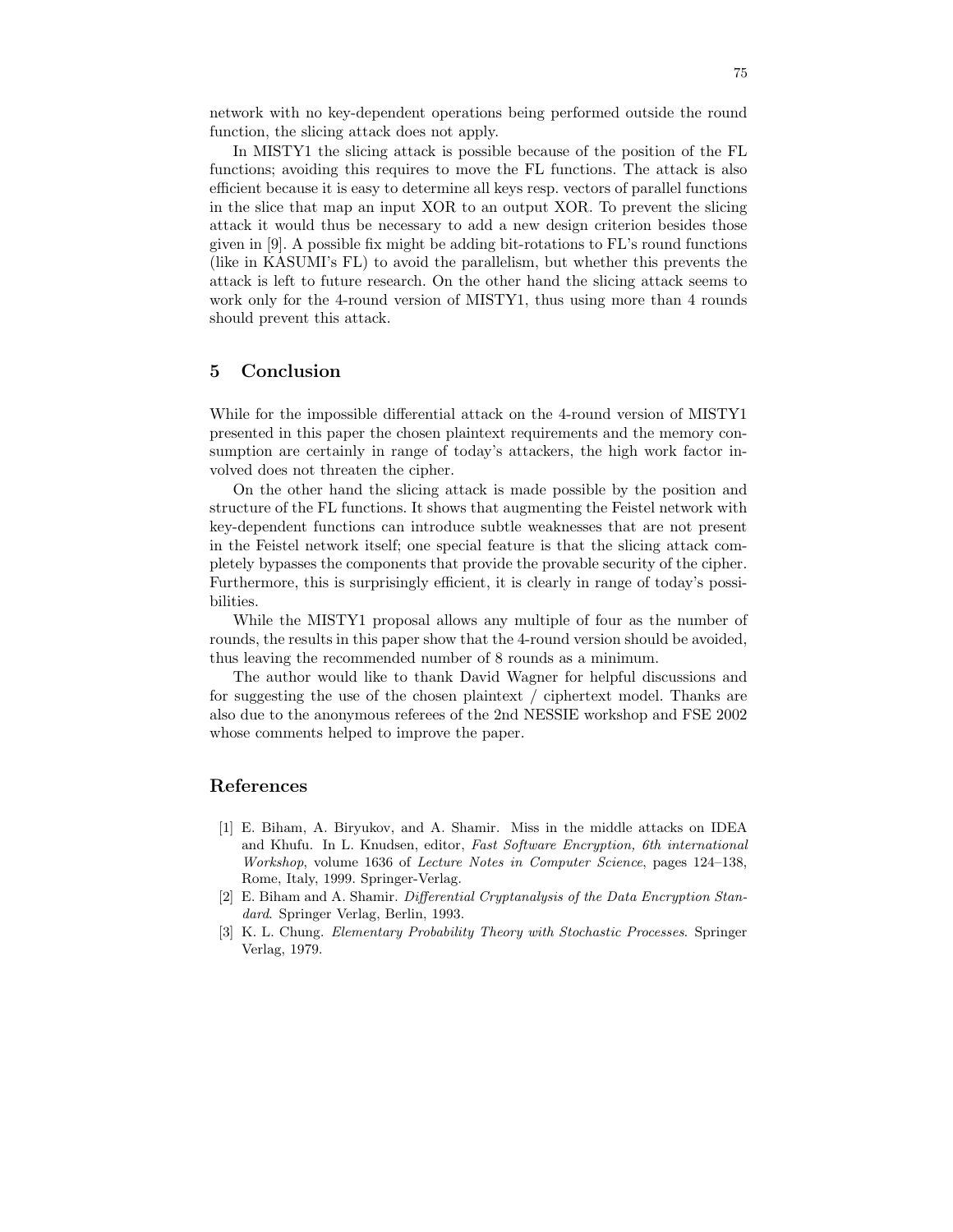network with no key-dependent operations being performed outside the round function, the slicing attack does not apply.

In MISTY1 the slicing attack is possible because of the position of the FL functions; avoiding this requires to move the FL functions. The attack is also efficient because it is easy to determine all keys resp. vectors of parallel functions in the slice that map an input XOR to an output XOR. To prevent the slicing attack it would thus be necessary to add a new design criterion besides those given in [9]. A possible fix might be adding bit-rotations to FL's round functions (like in KASUMI's FL) to avoid the parallelism, but whether this prevents the attack is left to future research. On the other hand the slicing attack seems to work only for the 4-round version of MISTY1, thus using more than 4 rounds should prevent this attack.

## 5 Conclusion

While for the impossible differential attack on the 4-round version of MISTY1 presented in this paper the chosen plaintext requirements and the memory consumption are certainly in range of today's attackers, the high work factor involved does not threaten the cipher.

On the other hand the slicing attack is made possible by the position and structure of the FL functions. It shows that augmenting the Feistel network with key-dependent functions can introduce subtle weaknesses that are not present in the Feistel network itself; one special feature is that the slicing attack completely bypasses the components that provide the provable security of the cipher. Furthermore, this is surprisingly efficient, it is clearly in range of today's possibilities.

While the MISTY1 proposal allows any multiple of four as the number of rounds, the results in this paper show that the 4-round version should be avoided, thus leaving the recommended number of 8 rounds as a minimum.

The author would like to thank David Wagner for helpful discussions and for suggesting the use of the chosen plaintext / ciphertext model. Thanks are also due to the anonymous referees of the 2nd NESSIE workshop and FSE 2002 whose comments helped to improve the paper.

## References

[1] E. Biham, A. Biryukov, and A. Shamir. Miss in the middle attacks on IDEA and Khufu. In L. Knudsen, editor, *Fast Software Encryption, 6th international Workshop*, volume 1636 of *Lecture Notes in Computer Science*, pages 124–138, Rome, Italy, 1999. Springer-Verlag.

[2] E. Biham and A. Shamir. *Differential Cryptanalysis of the Data Encryption Standard*. Springer Verlag, Berlin, 1993.

[3] K. L. Chung. *Elementary Probability Theory with Stochastic Processes*. Springer Verlag, 1979.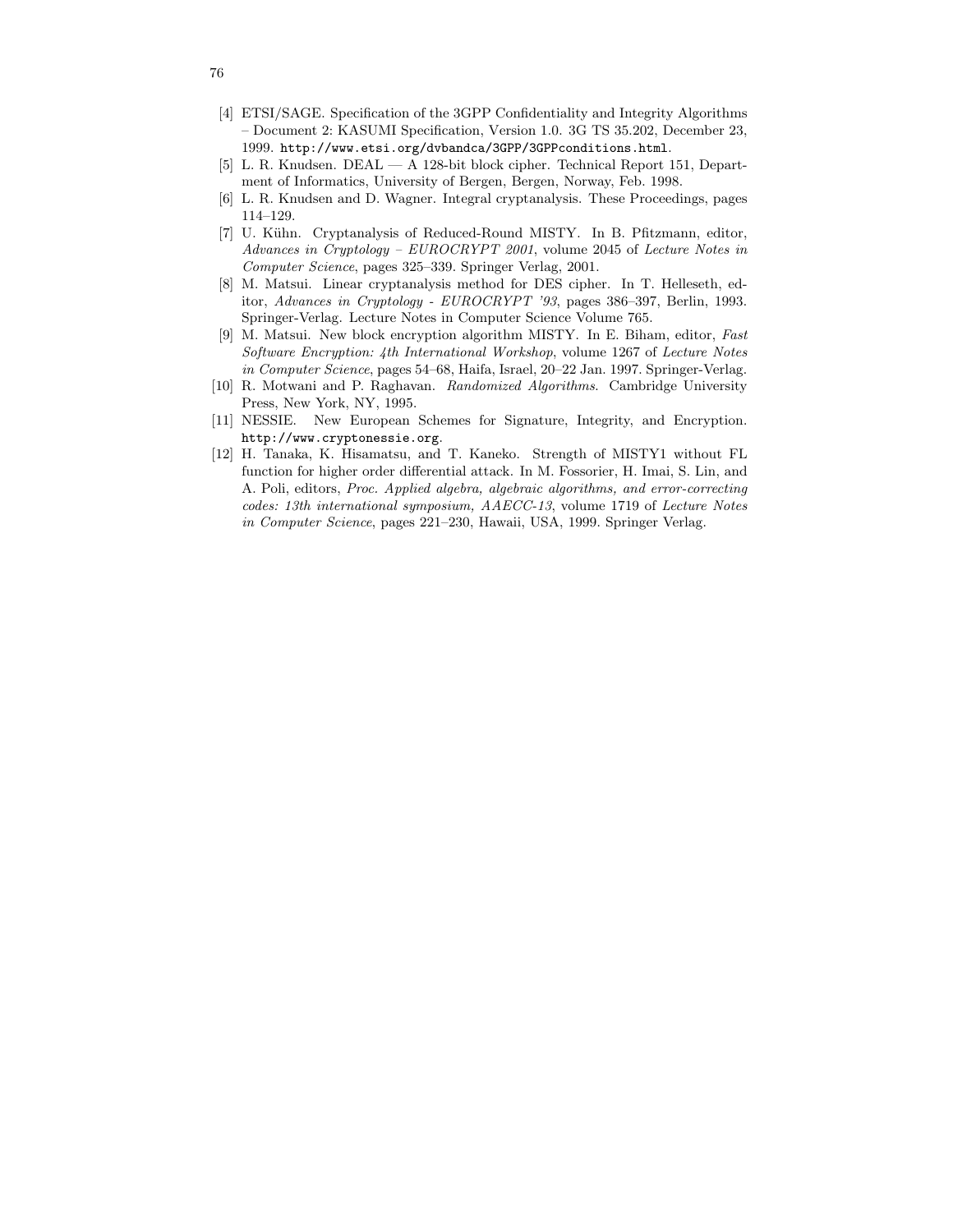[4] ETSI/SAGE. Specification of the 3GPP Confidentiality and Integrity Algorithms – Document 2: KASUMI Specification, Version 1.0. 3G TS 35.202, December 23, 1999. `http://www.etsi.org/dvbandca/3GPP/3GPPconditions.html`.

[5] L. R. Knudsen. DEAL — A 128-bit block cipher. Technical Report 151, Department of Informatics, University of Bergen, Bergen, Norway, Feb. 1998.

[6] L. R. Knudsen and D. Wagner. Integral cryptanalysis. These Proceedings, pages 114–129.

[7] U. Kühn. Cryptanalysis of Reduced-Round MISTY. In B. Pfitzmann, editor, *Advances in Cryptology – EUROCRYPT 2001*, volume 2045 of *Lecture Notes in Computer Science*, pages 325–339. Springer Verlag, 2001.

[8] M. Matsui. Linear cryptanalysis method for DES cipher. In T. Helleseth, editor, *Advances in Cryptology - EUROCRYPT '93*, pages 386–397, Berlin, 1993. Springer-Verlag. Lecture Notes in Computer Science Volume 765.

[9] M. Matsui. New block encryption algorithm MISTY. In E. Biham, editor, *Fast Software Encryption: 4th International Workshop*, volume 1267 of *Lecture Notes in Computer Science*, pages 54–68, Haifa, Israel, 20–22 Jan. 1997. Springer-Verlag.

[10] R. Motwani and P. Raghavan. *Randomized Algorithms*. Cambridge University Press, New York, NY, 1995.

[11] NESSIE. New European Schemes for Signature, Integrity, and Encryption. `http://www.cryptonessie.org`.

[12] H. Tanaka, K. Hisamatsu, and T. Kaneko. Strength of MISTY1 without FL function for higher order differential attack. In M. Fossorier, H. Imai, S. Lin, and A. Poli, editors, *Proc. Applied algebra, algebraic algorithms, and error-correcting codes: 13th international symposium, AAECC-13*, volume 1719 of *Lecture Notes in Computer Science*, pages 221–230, Hawaii, USA, 1999. Springer Verlag.